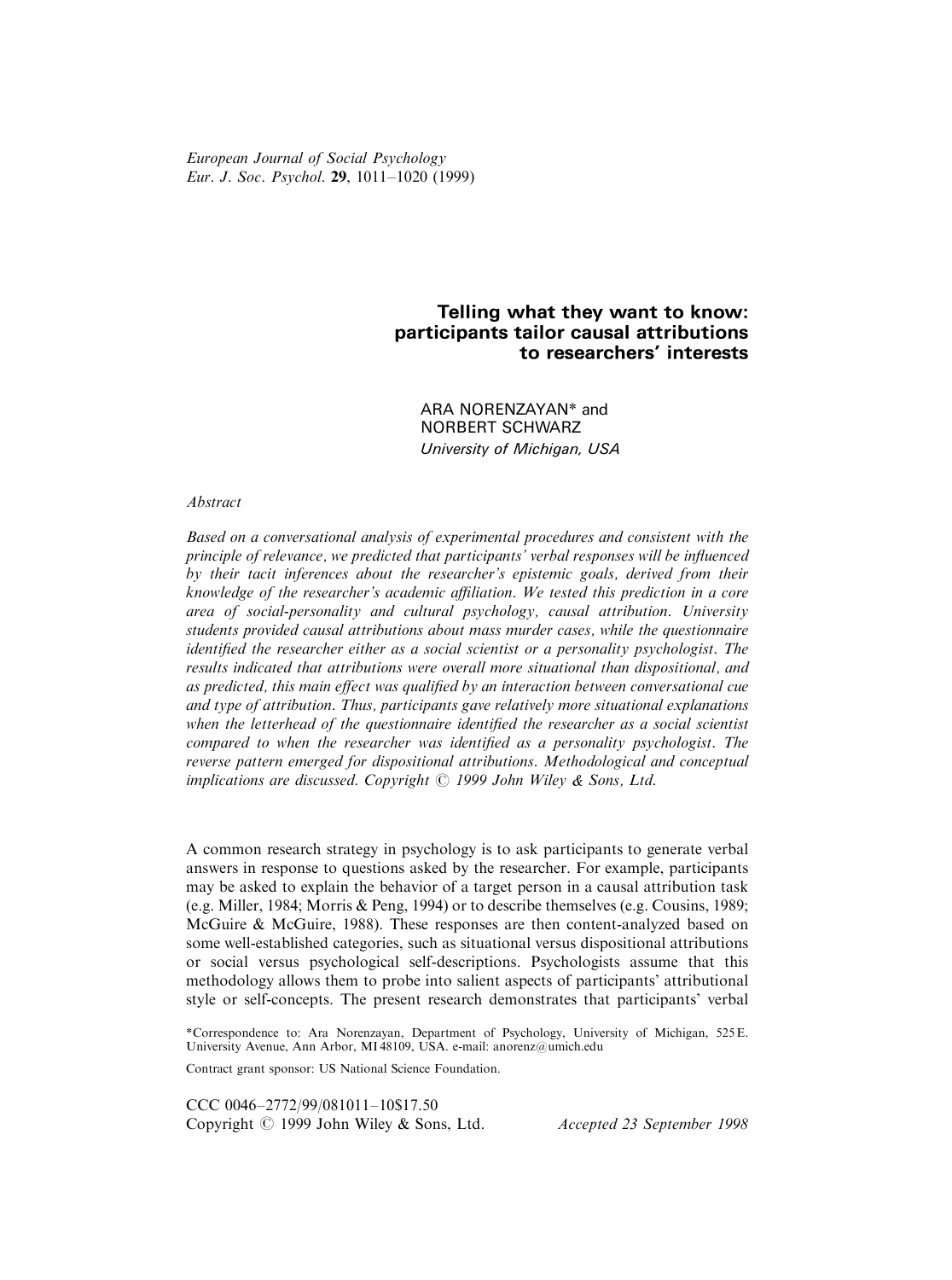European Journal of Social Psychology
Eur. J. Soc. Psychol. **29**, 1011–1020 (1999)

# Telling what they want to know: participants tailor causal attributions to researchers' interests

ARA NORENZAYAN* and NORBERT SCHWARZ
*University of Michigan, USA*

*Abstract*

*Based on a conversational analysis of experimental procedures and consistent with the principle of relevance, we predicted that participants' verbal responses will be influenced by their tacit inferences about the researcher's epistemic goals, derived from their knowledge of the researcher's academic affiliation. We tested this prediction in a core area of social-personality and cultural psychology, causal attribution. University students provided causal attributions about mass murder cases, while the questionnaire identified the researcher either as a social scientist or a personality psychologist. The results indicated that attributions were overall more situational than dispositional, and as predicted, this main effect was qualified by an interaction between conversational cue and type of attribution. Thus, participants gave relatively more situational explanations when the letterhead of the questionnaire identified the researcher as a social scientist compared to when the researcher was identified as a personality psychologist. The reverse pattern emerged for dispositional attributions. Methodological and conceptual implications are discussed. Copyright © 1999 John Wiley & Sons, Ltd.*

A common research strategy in psychology is to ask participants to generate verbal answers in response to questions asked by the researcher. For example, participants may be asked to explain the behavior of a target person in a causal attribution task (e.g. Miller, 1984; Morris & Peng, 1994) or to describe themselves (e.g. Cousins, 1989; McGuire & McGuire, 1988). These responses are then content-analyzed based on some well-established categories, such as situational versus dispositional attributions or social versus psychological self-descriptions. Psychologists assume that this methodology allows them to probe into salient aspects of participants' attributional style or self-concepts. The present research demonstrates that participants' verbal

*Correspondence to: Ara Norenzayan, Department of Psychology, University of Michigan, 525 E. University Avenue, Ann Arbor, MI 48109, USA. e-mail: anorenz@umich.edu

Contract grant sponsor: US National Science Foundation.

CCC 0046–2772/99/081011–10$17.50
Copyright © 1999 John Wiley & Sons, Ltd.

*Accepted 23 September 1998*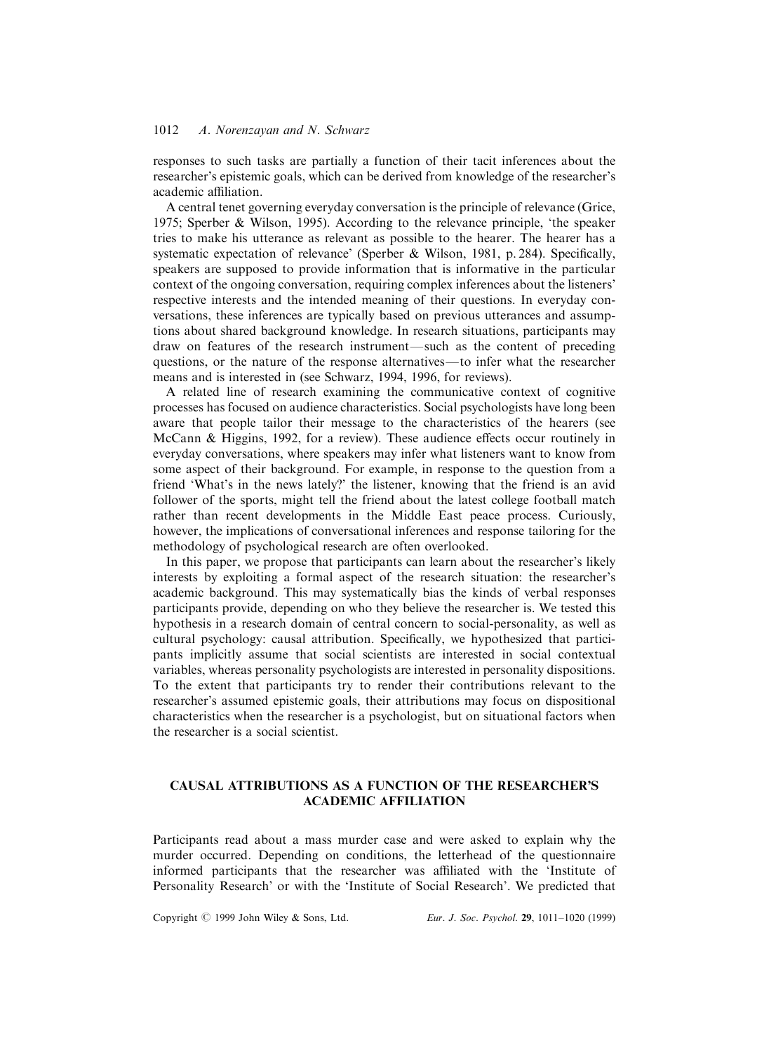responses to such tasks are partially a function of their tacit inferences about the researcher's epistemic goals, which can be derived from knowledge of the researcher's academic affiliation.

A central tenet governing everyday conversation is the principle of relevance (Grice, 1975; Sperber & Wilson, 1995). According to the relevance principle, 'the speaker tries to make his utterance as relevant as possible to the hearer. The hearer has a systematic expectation of relevance' (Sperber & Wilson, 1981, p. 284). Specifically, speakers are supposed to provide information that is informative in the particular context of the ongoing conversation, requiring complex inferences about the listeners' respective interests and the intended meaning of their questions. In everyday conversations, these inferences are typically based on previous utterances and assumptions about shared background knowledge. In research situations, participants may draw on features of the research instrument—such as the content of preceding questions, or the nature of the response alternatives—to infer what the researcher means and is interested in (see Schwarz, 1994, 1996, for reviews).

A related line of research examining the communicative context of cognitive processes has focused on audience characteristics. Social psychologists have long been aware that people tailor their message to the characteristics of the hearers (see McCann & Higgins, 1992, for a review). These audience effects occur routinely in everyday conversations, where speakers may infer what listeners want to know from some aspect of their background. For example, in response to the question from a friend 'What's in the news lately?' the listener, knowing that the friend is an avid follower of the sports, might tell the friend about the latest college football match rather than recent developments in the Middle East peace process. Curiously, however, the implications of conversational inferences and response tailoring for the methodology of psychological research are often overlooked.

In this paper, we propose that participants can learn about the researcher's likely interests by exploiting a formal aspect of the research situation: the researcher's academic background. This may systematically bias the kinds of verbal responses participants provide, depending on who they believe the researcher is. We tested this hypothesis in a research domain of central concern to social-personality, as well as cultural psychology: causal attribution. Specifically, we hypothesized that participants implicitly assume that social scientists are interested in social contextual variables, whereas personality psychologists are interested in personality dispositions. To the extent that participants try to render their contributions relevant to the researcher's assumed epistemic goals, their attributions may focus on dispositional characteristics when the researcher is a psychologist, but on situational factors when the researcher is a social scientist.

## CAUSAL ATTRIBUTIONS AS A FUNCTION OF THE RESEARCHER'S ACADEMIC AFFILIATION

Participants read about a mass murder case and were asked to explain why the murder occurred. Depending on conditions, the letterhead of the questionnaire informed participants that the researcher was affiliated with the 'Institute of Personality Research' or with the 'Institute of Social Research'. We predicted that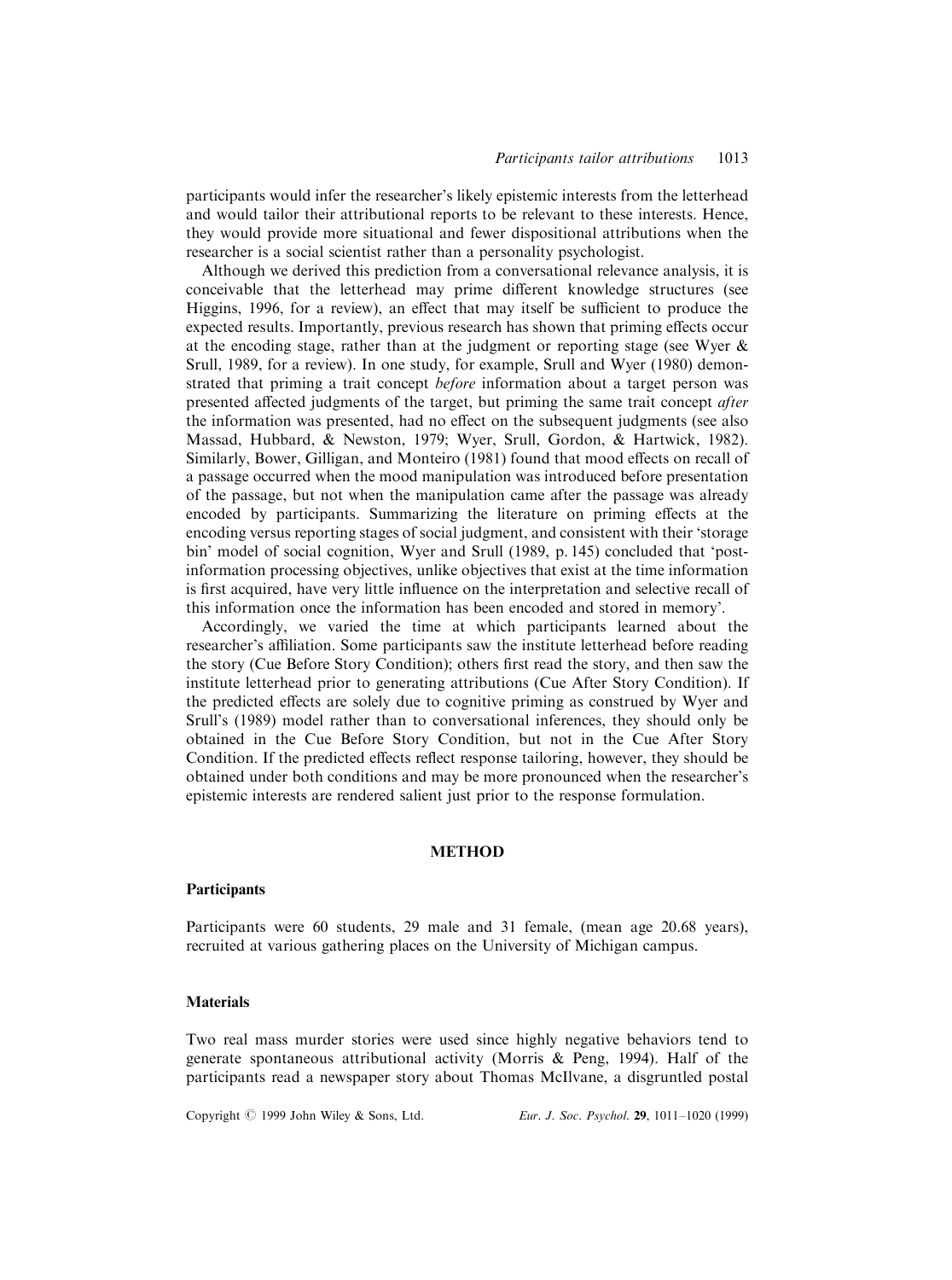participants would infer the researcher's likely epistemic interests from the letterhead and would tailor their attributional reports to be relevant to these interests. Hence, they would provide more situational and fewer dispositional attributions when the researcher is a social scientist rather than a personality psychologist.

Although we derived this prediction from a conversational relevance analysis, it is conceivable that the letterhead may prime different knowledge structures (see Higgins, 1996, for a review), an effect that may itself be sufficient to produce the expected results. Importantly, previous research has shown that priming effects occur at the encoding stage, rather than at the judgment or reporting stage (see Wyer & Srull, 1989, for a review). In one study, for example, Srull and Wyer (1980) demonstrated that priming a trait concept *before* information about a target person was presented affected judgments of the target, but priming the same trait concept *after* the information was presented, had no effect on the subsequent judgments (see also Massad, Hubbard, & Newston, 1979; Wyer, Srull, Gordon, & Hartwick, 1982). Similarly, Bower, Gilligan, and Monteiro (1981) found that mood effects on recall of a passage occurred when the mood manipulation was introduced before presentation of the passage, but not when the manipulation came after the passage was already encoded by participants. Summarizing the literature on priming effects at the encoding versus reporting stages of social judgment, and consistent with their 'storage bin' model of social cognition, Wyer and Srull (1989, p. 145) concluded that 'post-information processing objectives, unlike objectives that exist at the time information is first acquired, have very little influence on the interpretation and selective recall of this information once the information has been encoded and stored in memory'.

Accordingly, we varied the time at which participants learned about the researcher's affiliation. Some participants saw the institute letterhead before reading the story (Cue Before Story Condition); others first read the story, and then saw the institute letterhead prior to generating attributions (Cue After Story Condition). If the predicted effects are solely due to cognitive priming as construed by Wyer and Srull's (1989) model rather than to conversational inferences, they should only be obtained in the Cue Before Story Condition, but not in the Cue After Story Condition. If the predicted effects reflect response tailoring, however, they should be obtained under both conditions and may be more pronounced when the researcher's epistemic interests are rendered salient just prior to the response formulation.

## METHOD

### Participants

Participants were 60 students, 29 male and 31 female, (mean age 20.68 years), recruited at various gathering places on the University of Michigan campus.

### Materials

Two real mass murder stories were used since highly negative behaviors tend to generate spontaneous attributional activity (Morris & Peng, 1994). Half of the participants read a newspaper story about Thomas McIlvane, a disgruntled postal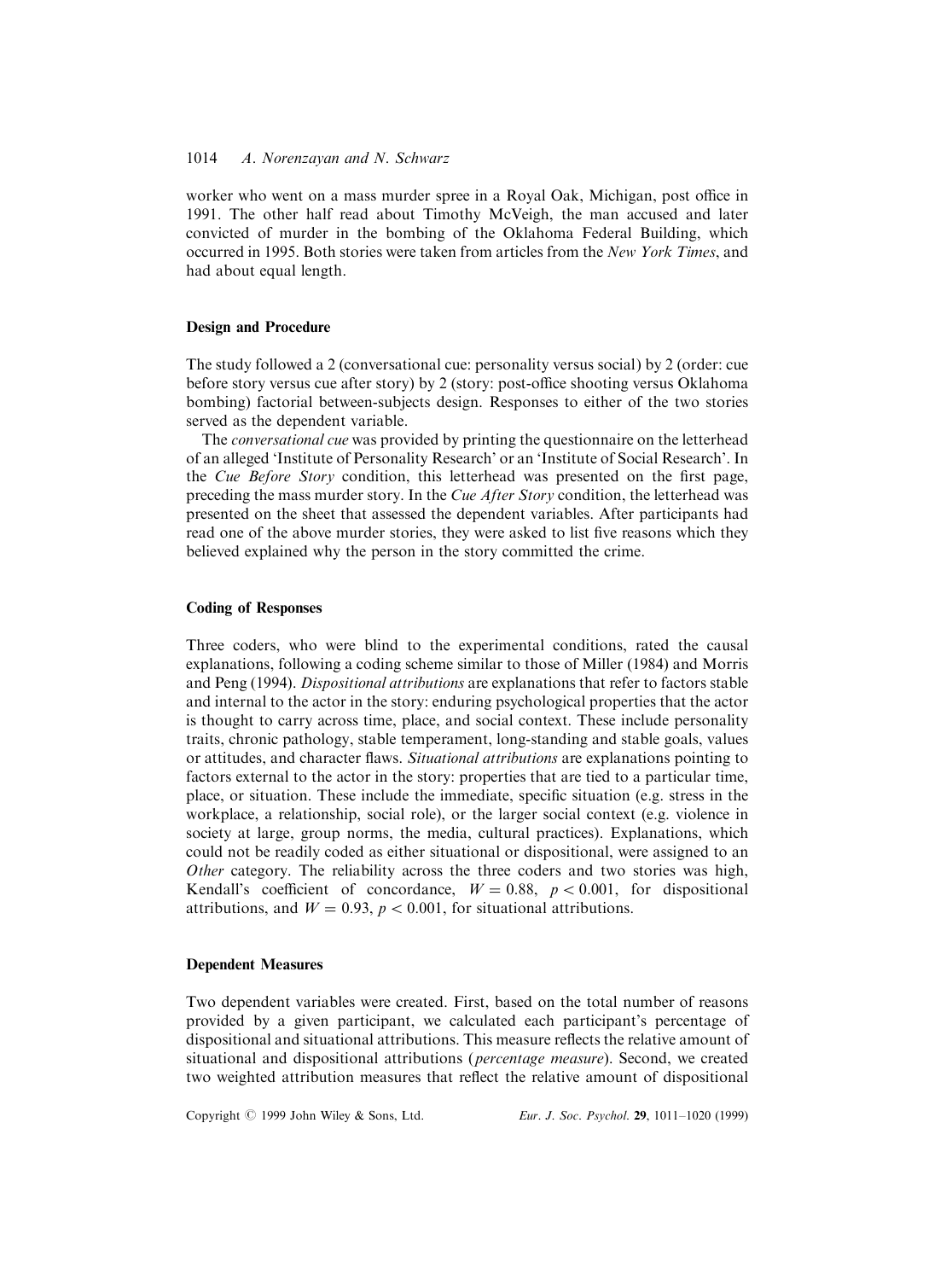worker who went on a mass murder spree in a Royal Oak, Michigan, post office in 1991. The other half read about Timothy McVeigh, the man accused and later convicted of murder in the bombing of the Oklahoma Federal Building, which occurred in 1995. Both stories were taken from articles from the *New York Times*, and had about equal length.

### Design and Procedure

The study followed a 2 (conversational cue: personality versus social) by 2 (order: cue before story versus cue after story) by 2 (story: post-office shooting versus Oklahoma bombing) factorial between-subjects design. Responses to either of the two stories served as the dependent variable.

The *conversational cue* was provided by printing the questionnaire on the letterhead of an alleged 'Institute of Personality Research' or an 'Institute of Social Research'. In the *Cue Before Story* condition, this letterhead was presented on the first page, preceding the mass murder story. In the *Cue After Story* condition, the letterhead was presented on the sheet that assessed the dependent variables. After participants had read one of the above murder stories, they were asked to list five reasons which they believed explained why the person in the story committed the crime.

### Coding of Responses

Three coders, who were blind to the experimental conditions, rated the causal explanations, following a coding scheme similar to those of Miller (1984) and Morris and Peng (1994). *Dispositional attributions* are explanations that refer to factors stable and internal to the actor in the story: enduring psychological properties that the actor is thought to carry across time, place, and social context. These include personality traits, chronic pathology, stable temperament, long-standing and stable goals, values or attitudes, and character flaws. *Situational attributions* are explanations pointing to factors external to the actor in the story: properties that are tied to a particular time, place, or situation. These include the immediate, specific situation (e.g. stress in the workplace, a relationship, social role), or the larger social context (e.g. violence in society at large, group norms, the media, cultural practices). Explanations, which could not be readily coded as either situational or dispositional, were assigned to an *Other* category. The reliability across the three coders and two stories was high, Kendall's coefficient of concordance, $W = 0.88$, $p < 0.001$, for dispositional attributions, and $W = 0.93$, $p < 0.001$, for situational attributions.

### Dependent Measures

Two dependent variables were created. First, based on the total number of reasons provided by a given participant, we calculated each participant's percentage of dispositional and situational attributions. This measure reflects the relative amount of situational and dispositional attributions (*percentage measure*). Second, we created two weighted attribution measures that reflect the relative amount of dispositional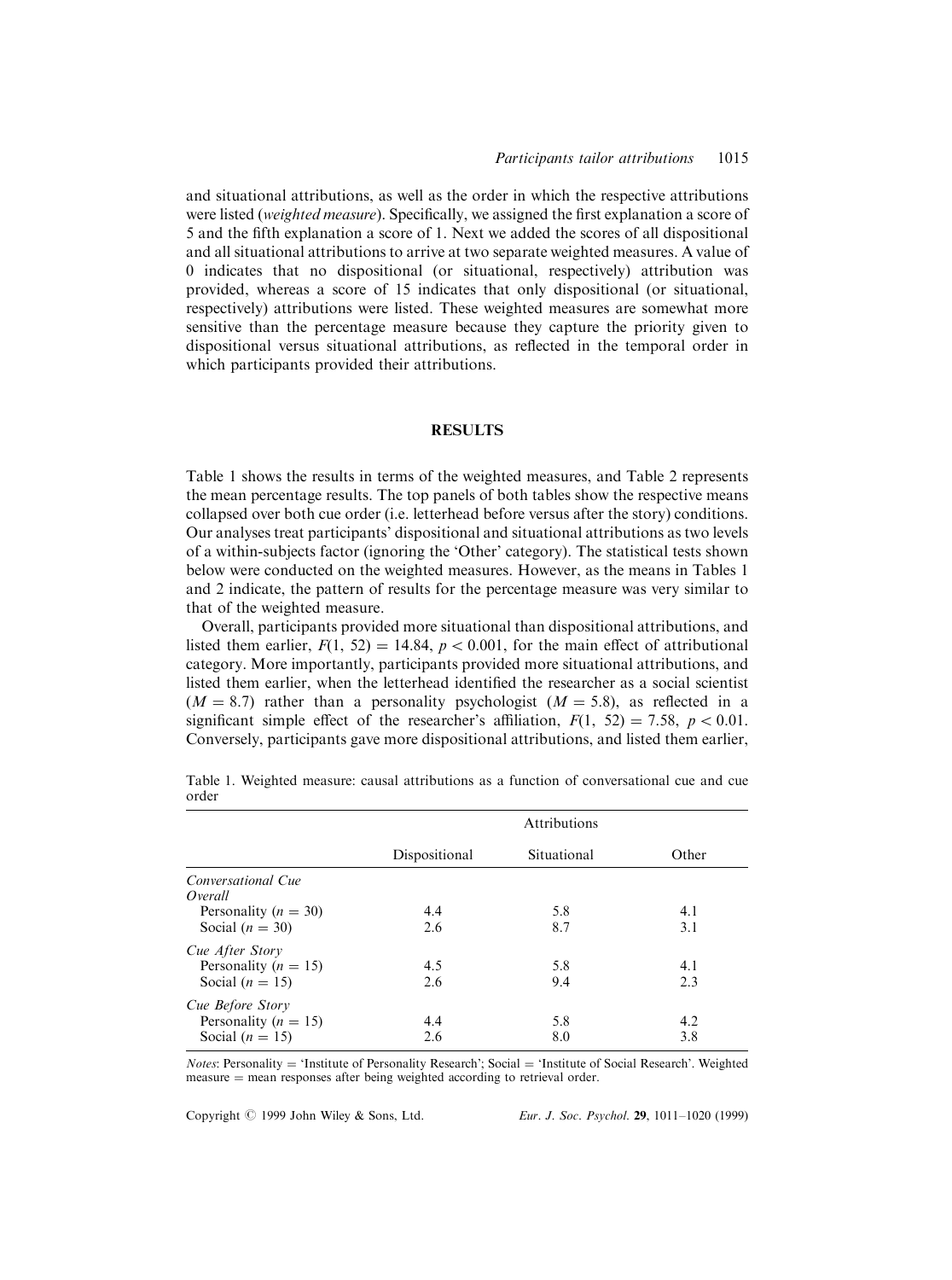and situational attributions, as well as the order in which the respective attributions were listed (*weighted measure*). Specifically, we assigned the first explanation a score of 5 and the fifth explanation a score of 1. Next we added the scores of all dispositional and all situational attributions to arrive at two separate weighted measures. A value of 0 indicates that no dispositional (or situational, respectively) attribution was provided, whereas a score of 15 indicates that only dispositional (or situational, respectively) attributions were listed. These weighted measures are somewhat more sensitive than the percentage measure because they capture the priority given to dispositional versus situational attributions, as reflected in the temporal order in which participants provided their attributions.

## RESULTS

Table 1 shows the results in terms of the weighted measures, and Table 2 represents the mean percentage results. The top panels of both tables show the respective means collapsed over both cue order (i.e. letterhead before versus after the story) conditions. Our analyses treat participants' dispositional and situational attributions as two levels of a within-subjects factor (ignoring the 'Other' category). The statistical tests shown below were conducted on the weighted measures. However, as the means in Tables 1 and 2 indicate, the pattern of results for the percentage measure was very similar to that of the weighted measure.

Overall, participants provided more situational than dispositional attributions, and listed them earlier, $F(1, 52) = 14.84$, $p < 0.001$, for the main effect of attributional category. More importantly, participants provided more situational attributions, and listed them earlier, when the letterhead identified the researcher as a social scientist ($M = 8.7$) rather than a personality psychologist ($M = 5.8$), as reflected in a significant simple effect of the researcher's affiliation, $F(1, 52) = 7.58$, $p < 0.01$. Conversely, participants gave more dispositional attributions, and listed them earlier,

Table 1. Weighted measure: causal attributions as a function of conversational cue and cue order

| | Attributions | | |
|---|---|---|---|
| | Dispositional | Situational | Other |
| *Conversational Cue* | | | |
| *Overall* | | | |
| Personality ($n = 30$) | 4.4 | 5.8 | 4.1 |
| Social ($n = 30$) | 2.6 | 8.7 | 3.1 |
| *Cue After Story* | | | |
| Personality ($n = 15$) | 4.5 | 5.8 | 4.1 |
| Social ($n = 15$) | 2.6 | 9.4 | 2.3 |
| *Cue Before Story* | | | |
| Personality ($n = 15$) | 4.4 | 5.8 | 4.2 |
| Social ($n = 15$) | 2.6 | 8.0 | 3.8 |

*Notes*: Personality = 'Institute of Personality Research'; Social = 'Institute of Social Research'. Weighted measure = mean responses after being weighted according to retrieval order.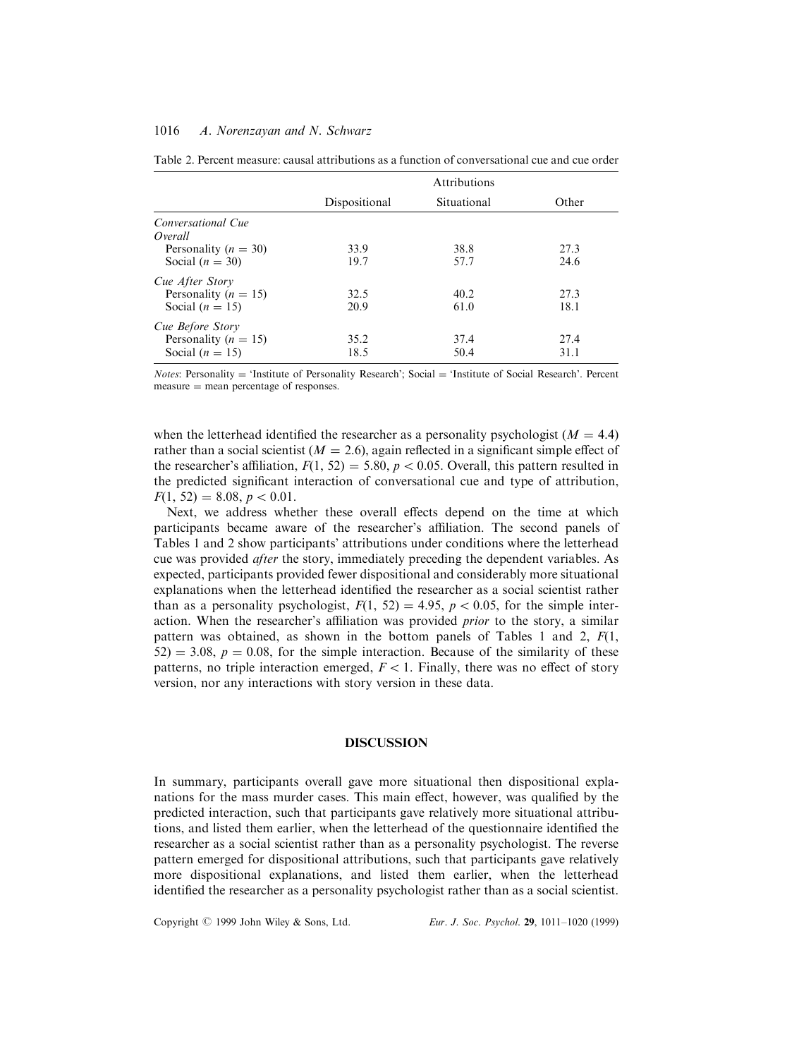Table 2. Percent measure: causal attributions as a function of conversational cue and cue order

| | Attributions | | |
|---|---|---|---|
| | Dispositional | Situational | Other |
| *Conversational Cue* | | | |
| *Overall* | | | |
| Personality ($n = 30$) | 33.9 | 38.8 | 27.3 |
| Social ($n = 30$) | 19.7 | 57.7 | 24.6 |
| *Cue After Story* | | | |
| Personality ($n = 15$) | 32.5 | 40.2 | 27.3 |
| Social ($n = 15$) | 20.9 | 61.0 | 18.1 |
| *Cue Before Story* | | | |
| Personality ($n = 15$) | 35.2 | 37.4 | 27.4 |
| Social ($n = 15$) | 18.5 | 50.4 | 31.1 |

*Notes*: Personality = 'Institute of Personality Research'; Social = 'Institute of Social Research'. Percent measure = mean percentage of responses.

when the letterhead identified the researcher as a personality psychologist ($M = 4.4$) rather than a social scientist ($M = 2.6$), again reflected in a significant simple effect of the researcher's affiliation, $F(1, 52) = 5.80$, $p < 0.05$. Overall, this pattern resulted in the predicted significant interaction of conversational cue and type of attribution, $F(1, 52) = 8.08$, $p < 0.01$.

Next, we address whether these overall effects depend on the time at which participants became aware of the researcher's affiliation. The second panels of Tables 1 and 2 show participants' attributions under conditions where the letterhead cue was provided *after* the story, immediately preceding the dependent variables. As expected, participants provided fewer dispositional and considerably more situational explanations when the letterhead identified the researcher as a social scientist rather than as a personality psychologist, $F(1, 52) = 4.95$, $p < 0.05$, for the simple interaction. When the researcher's affiliation was provided *prior* to the story, a similar pattern was obtained, as shown in the bottom panels of Tables 1 and 2, $F(1, 52) = 3.08$, $p = 0.08$, for the simple interaction. Because of the similarity of these patterns, no triple interaction emerged, $F < 1$. Finally, there was no effect of story version, nor any interactions with story version in these data.

## DISCUSSION

In summary, participants overall gave more situational then dispositional explanations for the mass murder cases. This main effect, however, was qualified by the predicted interaction, such that participants gave relatively more situational attributions, and listed them earlier, when the letterhead of the questionnaire identified the researcher as a social scientist rather than as a personality psychologist. The reverse pattern emerged for dispositional attributions, such that participants gave relatively more dispositional explanations, and listed them earlier, when the letterhead identified the researcher as a personality psychologist rather than as a social scientist.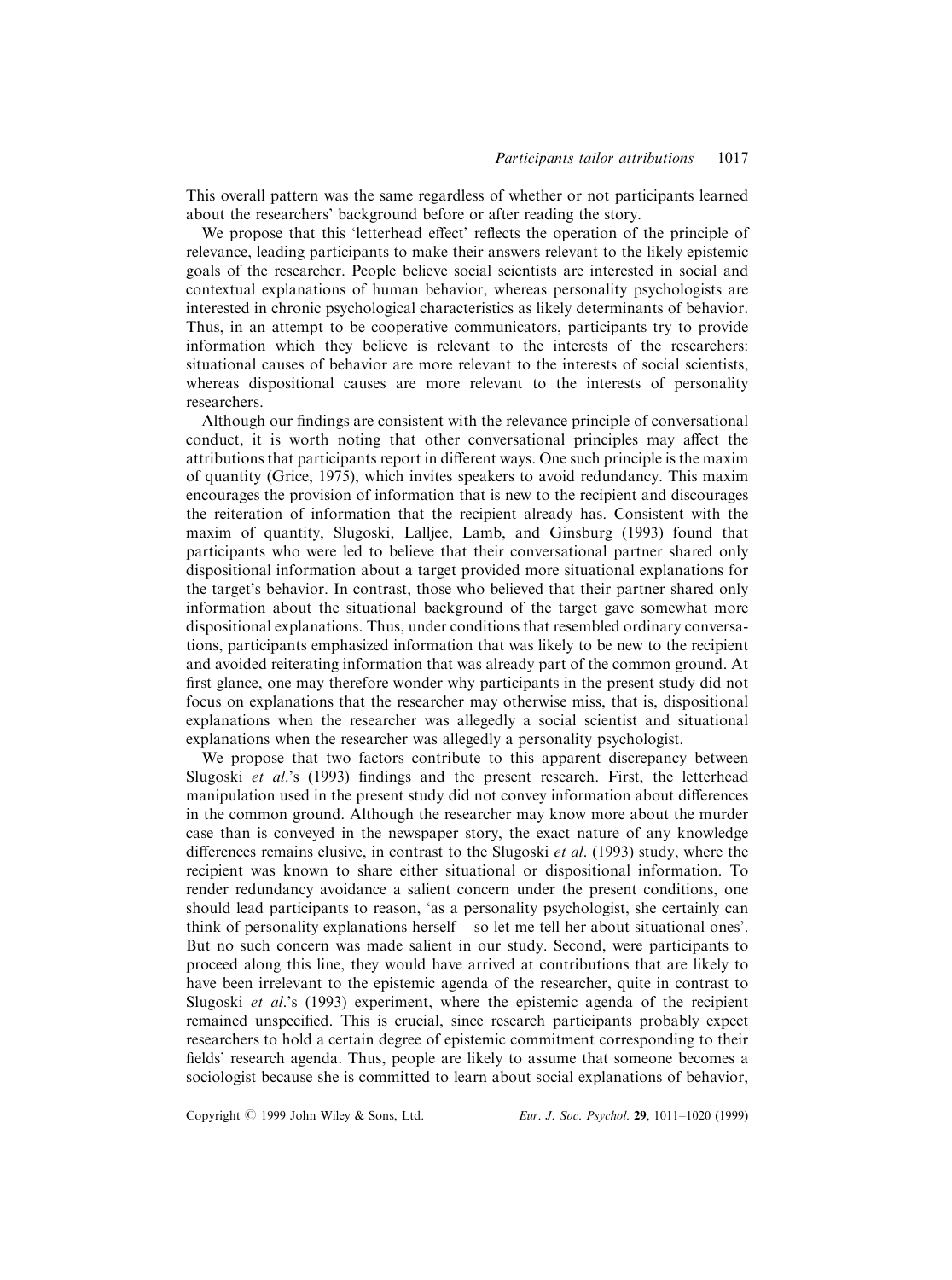This overall pattern was the same regardless of whether or not participants learned about the researchers' background before or after reading the story.

We propose that this 'letterhead effect' reflects the operation of the principle of relevance, leading participants to make their answers relevant to the likely epistemic goals of the researcher. People believe social scientists are interested in social and contextual explanations of human behavior, whereas personality psychologists are interested in chronic psychological characteristics as likely determinants of behavior. Thus, in an attempt to be cooperative communicators, participants try to provide information which they believe is relevant to the interests of the researchers: situational causes of behavior are more relevant to the interests of social scientists, whereas dispositional causes are more relevant to the interests of personality researchers.

Although our findings are consistent with the relevance principle of conversational conduct, it is worth noting that other conversational principles may affect the attributions that participants report in different ways. One such principle is the maxim of quantity (Grice, 1975), which invites speakers to avoid redundancy. This maxim encourages the provision of information that is new to the recipient and discourages the reiteration of information that the recipient already has. Consistent with the maxim of quantity, Slugoski, Lalljee, Lamb, and Ginsburg (1993) found that participants who were led to believe that their conversational partner shared only dispositional information about a target provided more situational explanations for the target's behavior. In contrast, those who believed that their partner shared only information about the situational background of the target gave somewhat more dispositional explanations. Thus, under conditions that resembled ordinary conversations, participants emphasized information that was likely to be new to the recipient and avoided reiterating information that was already part of the common ground. At first glance, one may therefore wonder why participants in the present study did not focus on explanations that the researcher may otherwise miss, that is, dispositional explanations when the researcher was allegedly a social scientist and situational explanations when the researcher was allegedly a personality psychologist.

We propose that two factors contribute to this apparent discrepancy between Slugoski *et al*.'s (1993) findings and the present research. First, the letterhead manipulation used in the present study did not convey information about differences in the common ground. Although the researcher may know more about the murder case than is conveyed in the newspaper story, the exact nature of any knowledge differences remains elusive, in contrast to the Slugoski *et al*. (1993) study, where the recipient was known to share either situational or dispositional information. To render redundancy avoidance a salient concern under the present conditions, one should lead participants to reason, 'as a personality psychologist, she certainly can think of personality explanations herself—so let me tell her about situational ones'. But no such concern was made salient in our study. Second, were participants to proceed along this line, they would have arrived at contributions that are likely to have been irrelevant to the epistemic agenda of the researcher, quite in contrast to Slugoski *et al*.'s (1993) experiment, where the epistemic agenda of the recipient remained unspecified. This is crucial, since research participants probably expect researchers to hold a certain degree of epistemic commitment corresponding to their fields' research agenda. Thus, people are likely to assume that someone becomes a sociologist because she is committed to learn about social explanations of behavior,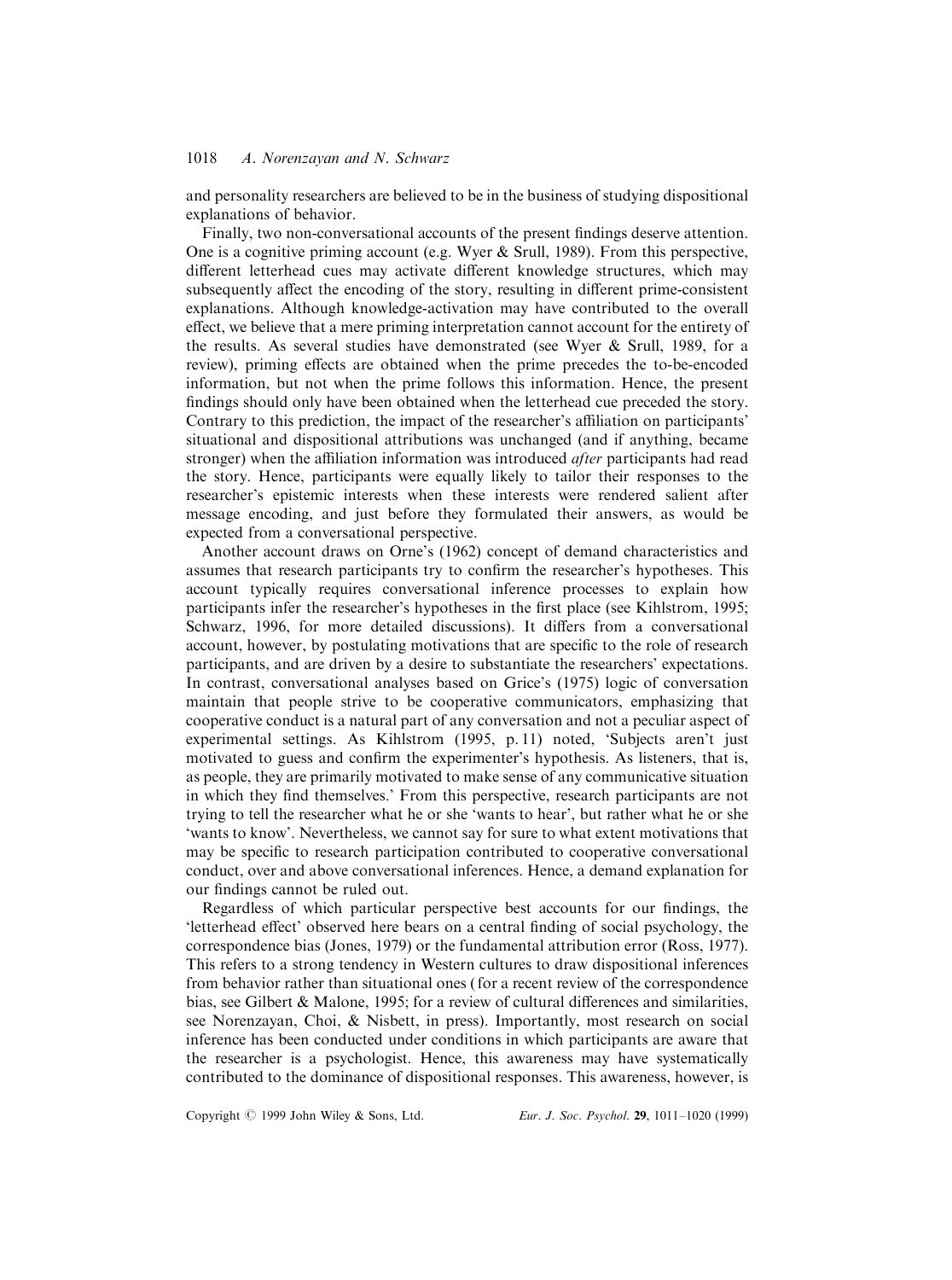and personality researchers are believed to be in the business of studying dispositional explanations of behavior.

Finally, two non-conversational accounts of the present findings deserve attention. One is a cognitive priming account (e.g. Wyer & Srull, 1989). From this perspective, different letterhead cues may activate different knowledge structures, which may subsequently affect the encoding of the story, resulting in different prime-consistent explanations. Although knowledge-activation may have contributed to the overall effect, we believe that a mere priming interpretation cannot account for the entirety of the results. As several studies have demonstrated (see Wyer & Srull, 1989, for a review), priming effects are obtained when the prime precedes the to-be-encoded information, but not when the prime follows this information. Hence, the present findings should only have been obtained when the letterhead cue preceded the story. Contrary to this prediction, the impact of the researcher's affiliation on participants' situational and dispositional attributions was unchanged (and if anything, became stronger) when the affiliation information was introduced *after* participants had read the story. Hence, participants were equally likely to tailor their responses to the researcher's epistemic interests when these interests were rendered salient after message encoding, and just before they formulated their answers, as would be expected from a conversational perspective.

Another account draws on Orne's (1962) concept of demand characteristics and assumes that research participants try to confirm the researcher's hypotheses. This account typically requires conversational inference processes to explain how participants infer the researcher's hypotheses in the first place (see Kihlstrom, 1995; Schwarz, 1996, for more detailed discussions). It differs from a conversational account, however, by postulating motivations that are specific to the role of research participants, and are driven by a desire to substantiate the researchers' expectations. In contrast, conversational analyses based on Grice's (1975) logic of conversation maintain that people strive to be cooperative communicators, emphasizing that cooperative conduct is a natural part of any conversation and not a peculiar aspect of experimental settings. As Kihlstrom (1995, p. 11) noted, 'Subjects aren't just motivated to guess and confirm the experimenter's hypothesis. As listeners, that is, as people, they are primarily motivated to make sense of any communicative situation in which they find themselves.' From this perspective, research participants are not trying to tell the researcher what he or she 'wants to hear', but rather what he or she 'wants to know'. Nevertheless, we cannot say for sure to what extent motivations that may be specific to research participation contributed to cooperative conversational conduct, over and above conversational inferences. Hence, a demand explanation for our findings cannot be ruled out.

Regardless of which particular perspective best accounts for our findings, the 'letterhead effect' observed here bears on a central finding of social psychology, the correspondence bias (Jones, 1979) or the fundamental attribution error (Ross, 1977). This refers to a strong tendency in Western cultures to draw dispositional inferences from behavior rather than situational ones (for a recent review of the correspondence bias, see Gilbert & Malone, 1995; for a review of cultural differences and similarities, see Norenzayan, Choi, & Nisbett, in press). Importantly, most research on social inference has been conducted under conditions in which participants are aware that the researcher is a psychologist. Hence, this awareness may have systematically contributed to the dominance of dispositional responses. This awareness, however, is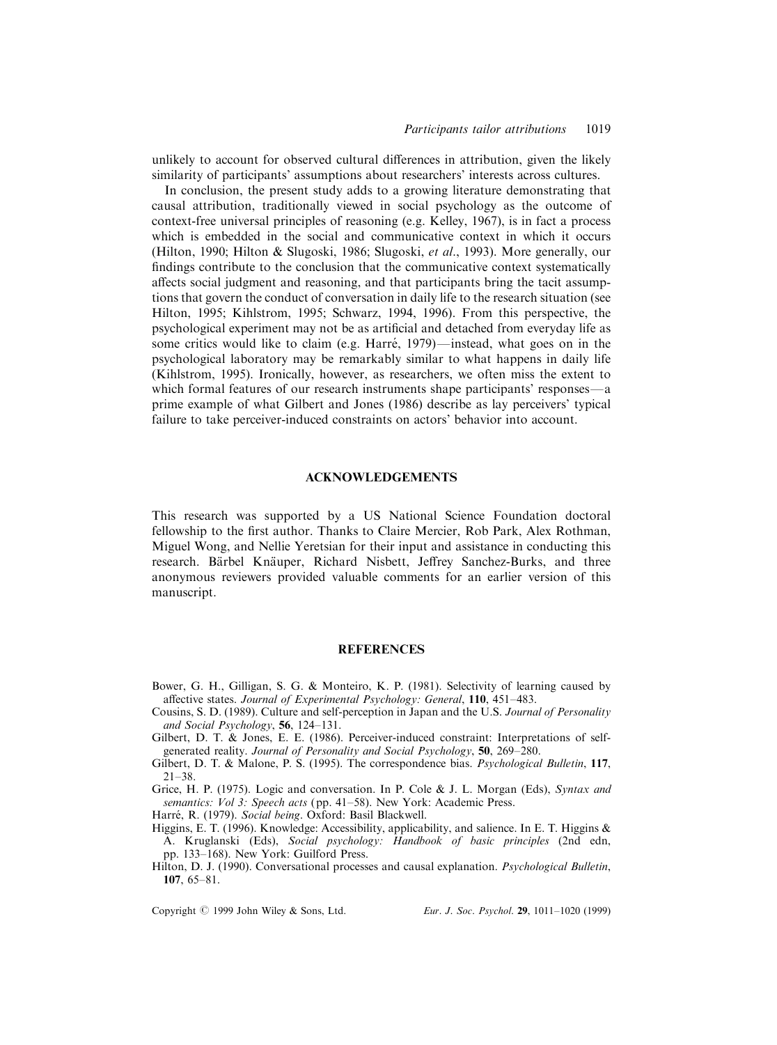unlikely to account for observed cultural differences in attribution, given the likely similarity of participants' assumptions about researchers' interests across cultures.

In conclusion, the present study adds to a growing literature demonstrating that causal attribution, traditionally viewed in social psychology as the outcome of context-free universal principles of reasoning (e.g. Kelley, 1967), is in fact a process which is embedded in the social and communicative context in which it occurs (Hilton, 1990; Hilton & Slugoski, 1986; Slugoski, *et al*., 1993). More generally, our findings contribute to the conclusion that the communicative context systematically affects social judgment and reasoning, and that participants bring the tacit assumptions that govern the conduct of conversation in daily life to the research situation (see Hilton, 1995; Kihlstrom, 1995; Schwarz, 1994, 1996). From this perspective, the psychological experiment may not be as artificial and detached from everyday life as some critics would like to claim (e.g. Harré, 1979)—instead, what goes on in the psychological laboratory may be remarkably similar to what happens in daily life (Kihlstrom, 1995). Ironically, however, as researchers, we often miss the extent to which formal features of our research instruments shape participants' responses—a prime example of what Gilbert and Jones (1986) describe as lay perceivers' typical failure to take perceiver-induced constraints on actors' behavior into account.

## ACKNOWLEDGEMENTS

This research was supported by a US National Science Foundation doctoral fellowship to the first author. Thanks to Claire Mercier, Rob Park, Alex Rothman, Miguel Wong, and Nellie Yeretsian for their input and assistance in conducting this research. Bärbel Knäuper, Richard Nisbett, Jeffrey Sanchez-Burks, and three anonymous reviewers provided valuable comments for an earlier version of this manuscript.

## REFERENCES

Bower, G. H., Gilligan, S. G. & Monteiro, K. P. (1981). Selectivity of learning caused by affective states. *Journal of Experimental Psychology: General*, **110**, 451–483.

Cousins, S. D. (1989). Culture and self-perception in Japan and the U.S. *Journal of Personality and Social Psychology*, **56**, 124–131.

Gilbert, D. T. & Jones, E. E. (1986). Perceiver-induced constraint: Interpretations of self-generated reality. *Journal of Personality and Social Psychology*, **50**, 269–280.

Gilbert, D. T. & Malone, P. S. (1995). The correspondence bias. *Psychological Bulletin*, **117**, 21–38.

Grice, H. P. (1975). Logic and conversation. In P. Cole & J. L. Morgan (Eds), *Syntax and semantics: Vol 3: Speech acts* (pp. 41–58). New York: Academic Press.

Harré, R. (1979). *Social being*. Oxford: Basil Blackwell.

Higgins, E. T. (1996). Knowledge: Accessibility, applicability, and salience. In E. T. Higgins & A. Kruglanski (Eds), *Social psychology: Handbook of basic principles* (2nd edn, pp. 133–168). New York: Guilford Press.

Hilton, D. J. (1990). Conversational processes and causal explanation. *Psychological Bulletin*, **107**, 65–81.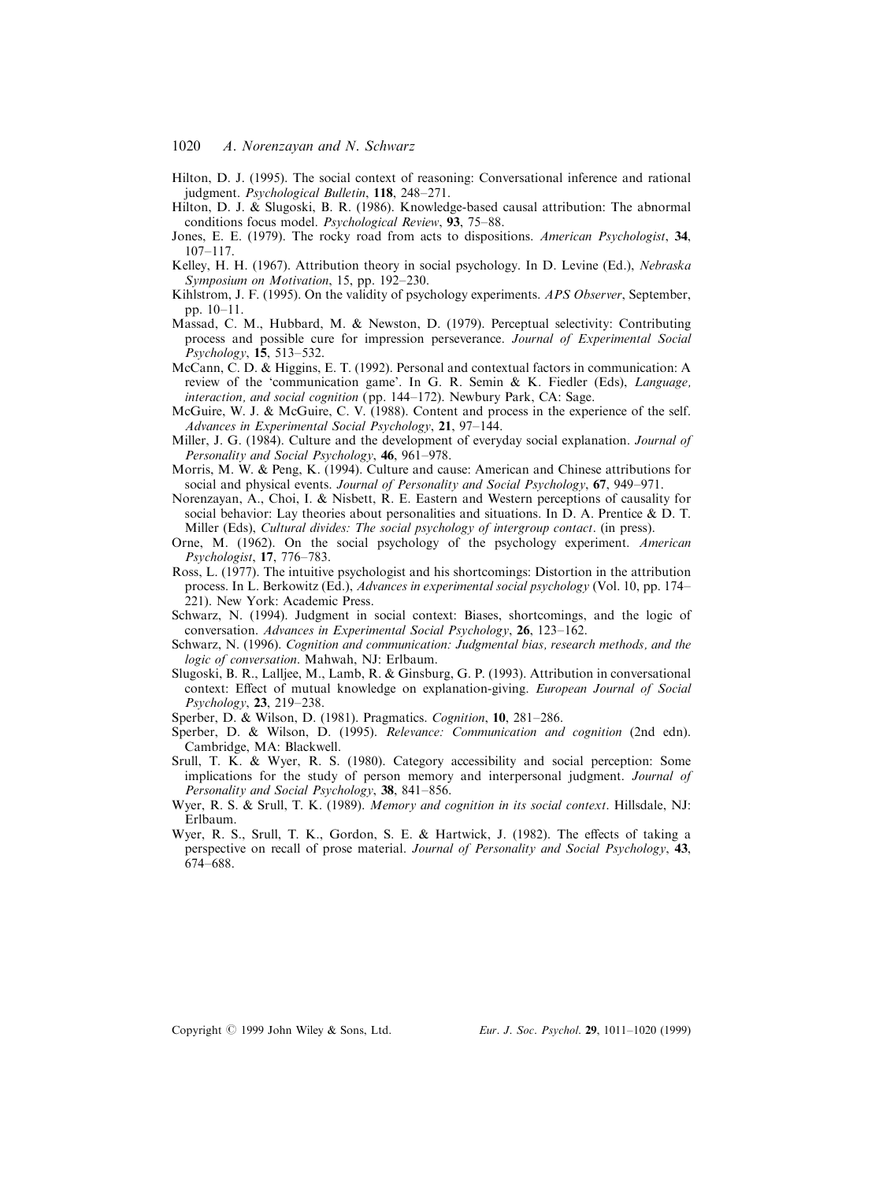Hilton, D. J. (1995). The social context of reasoning: Conversational inference and rational judgment. *Psychological Bulletin*, **118**, 248–271.

Hilton, D. J. & Slugoski, B. R. (1986). Knowledge-based causal attribution: The abnormal conditions focus model. *Psychological Review*, **93**, 75–88.

Jones, E. E. (1979). The rocky road from acts to dispositions. *American Psychologist*, **34**, 107–117.

Kelley, H. H. (1967). Attribution theory in social psychology. In D. Levine (Ed.), *Nebraska Symposium on Motivation*, 15, pp. 192–230.

Kihlstrom, J. F. (1995). On the validity of psychology experiments. *APS Observer*, September, pp. 10–11.

Massad, C. M., Hubbard, M. & Newston, D. (1979). Perceptual selectivity: Contributing process and possible cure for impression perseverance. *Journal of Experimental Social Psychology*, **15**, 513–532.

McCann, C. D. & Higgins, E. T. (1992). Personal and contextual factors in communication: A review of the 'communication game'. In G. R. Semin & K. Fiedler (Eds), *Language, interaction, and social cognition* (pp. 144–172). Newbury Park, CA: Sage.

McGuire, W. J. & McGuire, C. V. (1988). Content and process in the experience of the self. *Advances in Experimental Social Psychology*, **21**, 97–144.

Miller, J. G. (1984). Culture and the development of everyday social explanation. *Journal of Personality and Social Psychology*, **46**, 961–978.

Morris, M. W. & Peng, K. (1994). Culture and cause: American and Chinese attributions for social and physical events. *Journal of Personality and Social Psychology*, **67**, 949–971.

Norenzayan, A., Choi, I. & Nisbett, R. E. Eastern and Western perceptions of causality for social behavior: Lay theories about personalities and situations. In D. A. Prentice & D. T. Miller (Eds), *Cultural divides: The social psychology of intergroup contact*. (in press).

Orne, M. (1962). On the social psychology of the psychology experiment. *American Psychologist*, **17**, 776–783.

Ross, L. (1977). The intuitive psychologist and his shortcomings: Distortion in the attribution process. In L. Berkowitz (Ed.), *Advances in experimental social psychology* (Vol. 10, pp. 174–221). New York: Academic Press.

Schwarz, N. (1994). Judgment in social context: Biases, shortcomings, and the logic of conversation. *Advances in Experimental Social Psychology*, **26**, 123–162.

Schwarz, N. (1996). *Cognition and communication: Judgmental bias, research methods, and the logic of conversation*. Mahwah, NJ: Erlbaum.

Slugoski, B. R., Lalljee, M., Lamb, R. & Ginsburg, G. P. (1993). Attribution in conversational context: Effect of mutual knowledge on explanation-giving. *European Journal of Social Psychology*, **23**, 219–238.

Sperber, D. & Wilson, D. (1981). Pragmatics. *Cognition*, **10**, 281–286.

Sperber, D. & Wilson, D. (1995). *Relevance: Communication and cognition* (2nd edn). Cambridge, MA: Blackwell.

Srull, T. K. & Wyer, R. S. (1980). Category accessibility and social perception: Some implications for the study of person memory and interpersonal judgment. *Journal of Personality and Social Psychology*, **38**, 841–856.

Wyer, R. S. & Srull, T. K. (1989). *Memory and cognition in its social context*. Hillsdale, NJ: Erlbaum.

Wyer, R. S., Srull, T. K., Gordon, S. E. & Hartwick, J. (1982). The effects of taking a perspective on recall of prose material. *Journal of Personality and Social Psychology*, **43**, 674–688.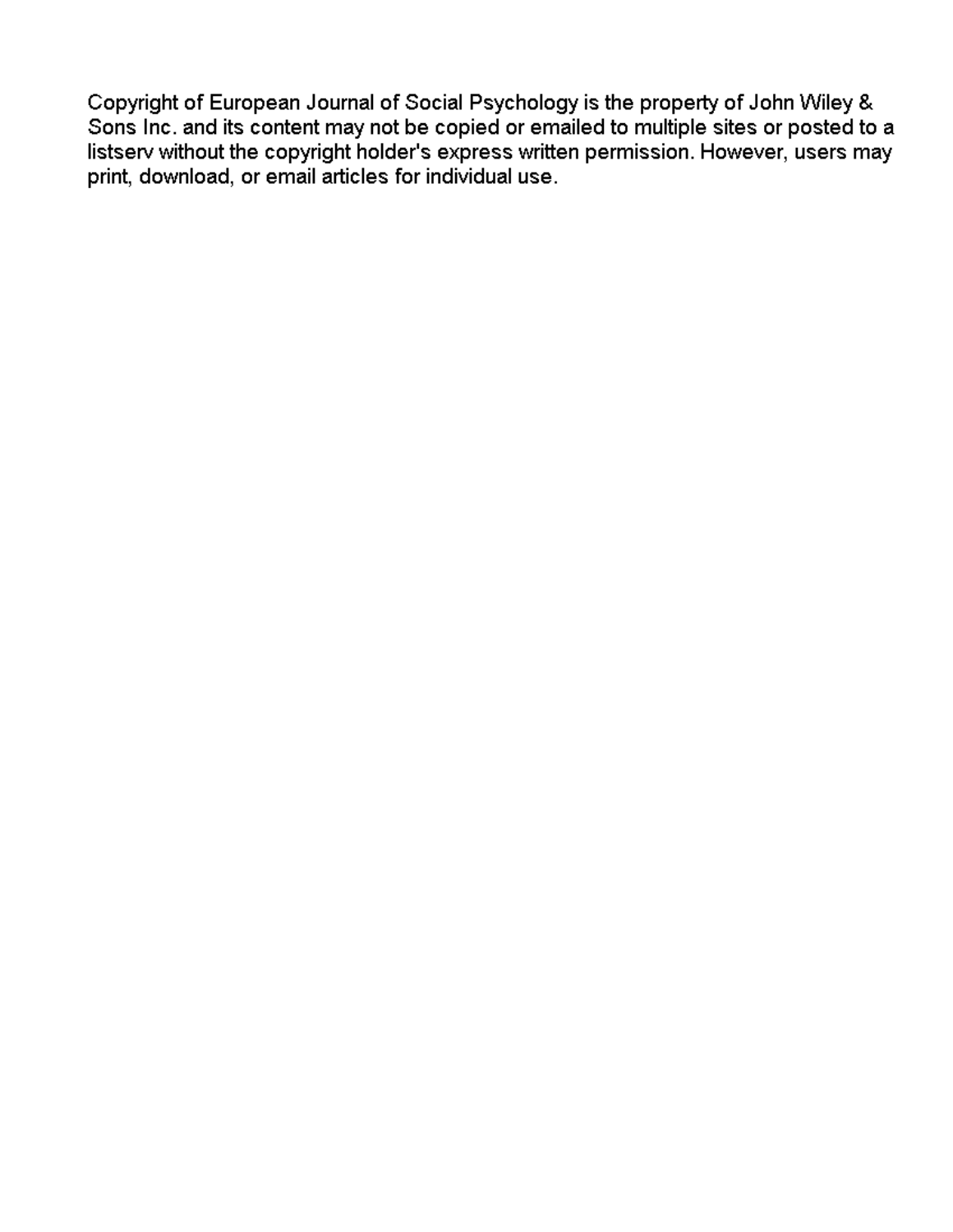Copyright of European Journal of Social Psychology is the property of John Wiley & Sons Inc. and its content may not be copied or emailed to multiple sites or posted to a listserv without the copyright holder's express written permission. However, users may print, download, or email articles for individual use.